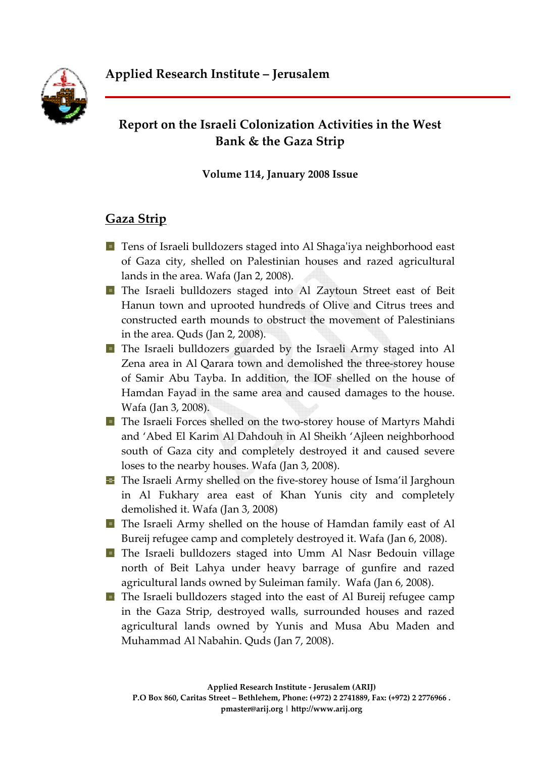# Applied Research Institute – Jerusalem

## Report on the Israeli Colonization Activities in the West Bank & the Gaza Strip

**Volume 114, January 2008 Issue**

## Gaza Strip

- Tens of Israeli bulldozers staged into Al Shaga'iya neighborhood east of Gaza city, shelled on Palestinian houses and razed agricultural lands in the area. Wafa (Jan 2, 2008).
- The Israeli bulldozers staged into Al Zaytoun Street east of Beit Hanun town and uprooted hundreds of Olive and Citrus trees and constructed earth mounds to obstruct the movement of Palestinians in the area. Quds (Jan 2, 2008).
- The Israeli bulldozers guarded by the Israeli Army staged into Al Zena area in Al Qarara town and demolished the three-storey house of Samir Abu Tayba. In addition, the IOF shelled on the house of Hamdan Fayad in the same area and caused damages to the house. Wafa (Jan 3, 2008).
- The Israeli Forces shelled on the two-storey house of Martyrs Mahdi and 'Abed El Karim Al Dahdouh in Al Sheikh 'Ajleen neighborhood south of Gaza city and completely destroyed it and caused severe loses to the nearby houses. Wafa (Jan 3, 2008).
- The Israeli Army shelled on the five-storey house of Isma'il Jarghoun in Al Fukhary area east of Khan Yunis city and completely demolished it. Wafa (Jan 3, 2008)
- The Israeli Army shelled on the house of Hamdan family east of Al Bureij refugee camp and completely destroyed it. Wafa (Jan 6, 2008).
- The Israeli bulldozers staged into Umm Al Nasr Bedouin village north of Beit Lahya under heavy barrage of gunfire and razed agricultural lands owned by Suleiman family. Wafa (Jan 6, 2008).
- The Israeli bulldozers staged into the east of Al Bureij refugee camp in the Gaza Strip, destroyed walls, surrounded houses and razed agricultural lands owned by Yunis and Musa Abu Maden and Muhammad Al Nabahin. Quds (Jan 7, 2008).

Applied Research Institute - Jerusalem (ARIJ)
P.O Box 860, Caritas Street – Bethlehem, Phone: (+972) 2 2741889, Fax: (+972) 2 2776966 .
pmaster@arij.org | http://www.arij.org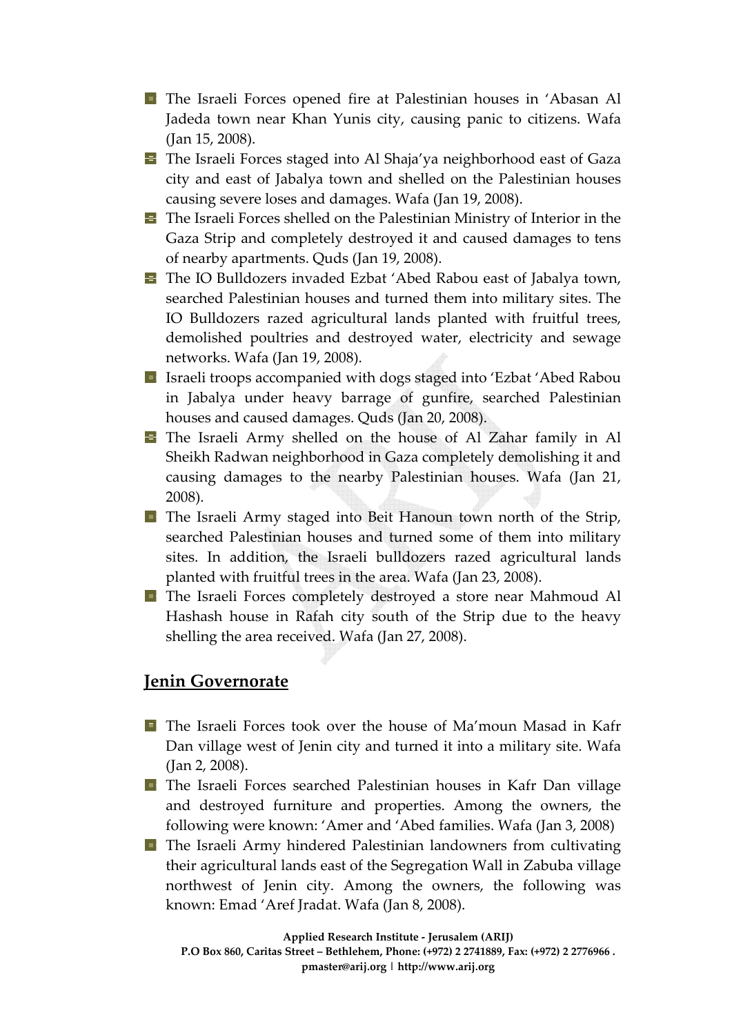- The Israeli Forces opened fire at Palestinian houses in 'Abasan Al Jadeda town near Khan Yunis city, causing panic to citizens. Wafa (Jan 15, 2008).
- The Israeli Forces staged into Al Shaja'ya neighborhood east of Gaza city and east of Jabalya town and shelled on the Palestinian houses causing severe loses and damages. Wafa (Jan 19, 2008).
- The Israeli Forces shelled on the Palestinian Ministry of Interior in the Gaza Strip and completely destroyed it and caused damages to tens of nearby apartments. Quds (Jan 19, 2008).
- The IO Bulldozers invaded Ezbat 'Abed Rabou east of Jabalya town, searched Palestinian houses and turned them into military sites. The IO Bulldozers razed agricultural lands planted with fruitful trees, demolished poultries and destroyed water, electricity and sewage networks. Wafa (Jan 19, 2008).
- Israeli troops accompanied with dogs staged into 'Ezbat 'Abed Rabou in Jabalya under heavy barrage of gunfire, searched Palestinian houses and caused damages. Quds (Jan 20, 2008).
- The Israeli Army shelled on the house of Al Zahar family in Al Sheikh Radwan neighborhood in Gaza completely demolishing it and causing damages to the nearby Palestinian houses. Wafa (Jan 21, 2008).
- The Israeli Army staged into Beit Hanoun town north of the Strip, searched Palestinian houses and turned some of them into military sites. In addition, the Israeli bulldozers razed agricultural lands planted with fruitful trees in the area. Wafa (Jan 23, 2008).
- The Israeli Forces completely destroyed a store near Mahmoud Al Hashash house in Rafah city south of the Strip due to the heavy shelling the area received. Wafa (Jan 27, 2008).

## Jenin Governorate

- The Israeli Forces took over the house of Ma'moun Masad in Kafr Dan village west of Jenin city and turned it into a military site. Wafa (Jan 2, 2008).
- The Israeli Forces searched Palestinian houses in Kafr Dan village and destroyed furniture and properties. Among the owners, the following were known: 'Amer and 'Abed families. Wafa (Jan 3, 2008)
- The Israeli Army hindered Palestinian landowners from cultivating their agricultural lands east of the Segregation Wall in Zabuba village northwest of Jenin city. Among the owners, the following was known: Emad 'Aref Jradat. Wafa (Jan 8, 2008).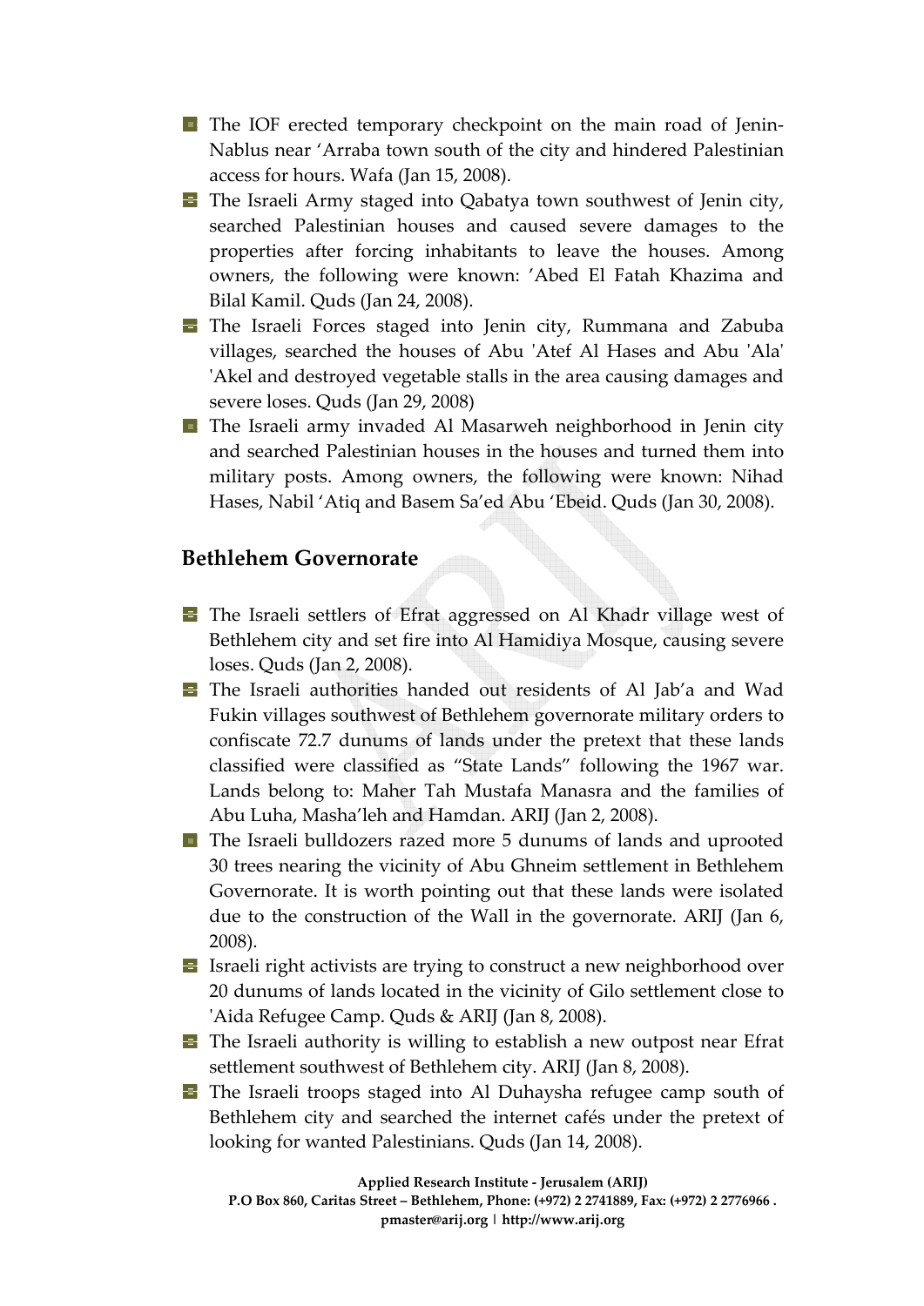- The IOF erected temporary checkpoint on the main road of Jenin-Nablus near 'Arraba town south of the city and hindered Palestinian access for hours. Wafa (Jan 15, 2008).
- The Israeli Army staged into Qabatya town southwest of Jenin city, searched Palestinian houses and caused severe damages to the properties after forcing inhabitants to leave the houses. Among owners, the following were known: 'Abed El Fatah Khazima and Bilal Kamil. Quds (Jan 24, 2008).
- The Israeli Forces staged into Jenin city, Rummana and Zabuba villages, searched the houses of Abu 'Atef Al Hases and Abu 'Ala' 'Akel and destroyed vegetable stalls in the area causing damages and severe loses. Quds (Jan 29, 2008)
- The Israeli army invaded Al Masarweh neighborhood in Jenin city and searched Palestinian houses in the houses and turned them into military posts. Among owners, the following were known: Nihad Hases, Nabil 'Atiq and Basem Sa'ed Abu 'Ebeid. Quds (Jan 30, 2008).

## Bethlehem Governorate

- The Israeli settlers of Efrat aggressed on Al Khadr village west of Bethlehem city and set fire into Al Hamidiya Mosque, causing severe loses. Quds (Jan 2, 2008).
- The Israeli authorities handed out residents of Al Jab'a and Wad Fukin villages southwest of Bethlehem governorate military orders to confiscate 72.7 dunums of lands under the pretext that these lands classified were classified as "State Lands" following the 1967 war. Lands belong to: Maher Tah Mustafa Manasra and the families of Abu Luha, Masha'leh and Hamdan. ARIJ (Jan 2, 2008).
- The Israeli bulldozers razed more 5 dunums of lands and uprooted 30 trees nearing the vicinity of Abu Ghneim settlement in Bethlehem Governorate. It is worth pointing out that these lands were isolated due to the construction of the Wall in the governorate. ARIJ (Jan 6, 2008).
- Israeli right activists are trying to construct a new neighborhood over 20 dunums of lands located in the vicinity of Gilo settlement close to 'Aida Refugee Camp. Quds & ARIJ (Jan 8, 2008).
- The Israeli authority is willing to establish a new outpost near Efrat settlement southwest of Bethlehem city. ARIJ (Jan 8, 2008).
- The Israeli troops staged into Al Duhaysha refugee camp south of Bethlehem city and searched the internet cafés under the pretext of looking for wanted Palestinians. Quds (Jan 14, 2008).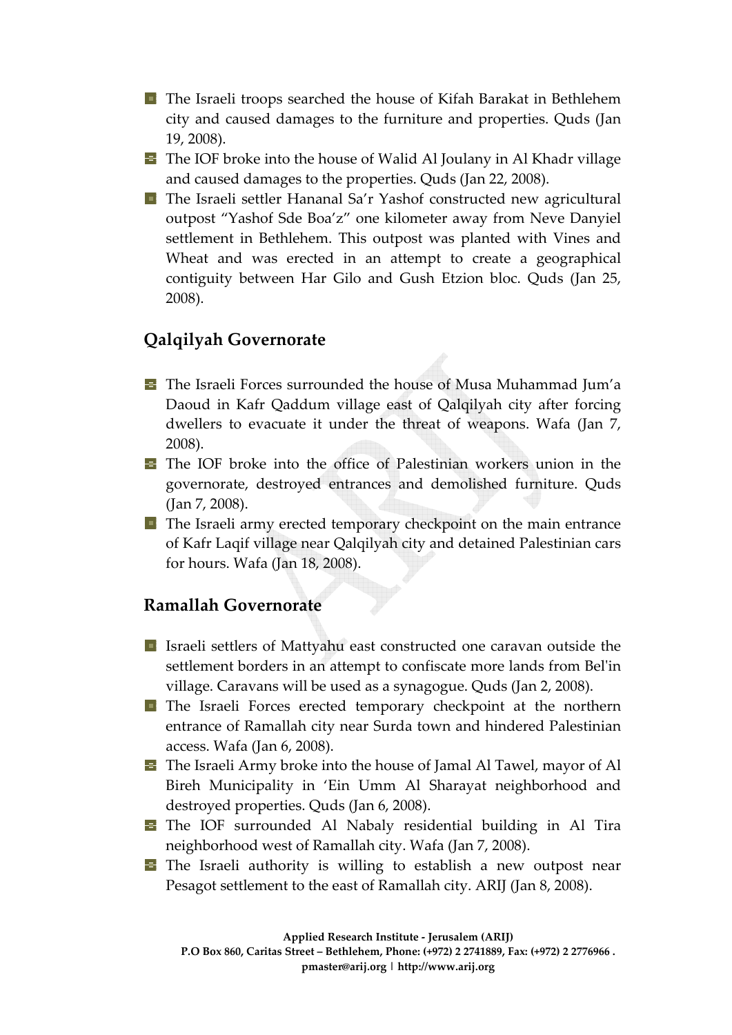- The Israeli troops searched the house of Kifah Barakat in Bethlehem city and caused damages to the furniture and properties. Quds (Jan 19, 2008).
- The IOF broke into the house of Walid Al Joulany in Al Khadr village and caused damages to the properties. Quds (Jan 22, 2008).
- The Israeli settler Hananal Sa'r Yashof constructed new agricultural outpost "Yashof Sde Boa'z" one kilometer away from Neve Danyiel settlement in Bethlehem. This outpost was planted with Vines and Wheat and was erected in an attempt to create a geographical contiguity between Har Gilo and Gush Etzion bloc. Quds (Jan 25, 2008).

## Qalqilyah Governorate

- The Israeli Forces surrounded the house of Musa Muhammad Jum'a Daoud in Kafr Qaddum village east of Qalqilyah city after forcing dwellers to evacuate it under the threat of weapons. Wafa (Jan 7, 2008).
- The IOF broke into the office of Palestinian workers union in the governorate, destroyed entrances and demolished furniture. Quds (Jan 7, 2008).
- The Israeli army erected temporary checkpoint on the main entrance of Kafr Laqif village near Qalqilyah city and detained Palestinian cars for hours. Wafa (Jan 18, 2008).

## Ramallah Governorate

- Israeli settlers of Mattyahu east constructed one caravan outside the settlement borders in an attempt to confiscate more lands from Bel'in village. Caravans will be used as a synagogue. Quds (Jan 2, 2008).
- The Israeli Forces erected temporary checkpoint at the northern entrance of Ramallah city near Surda town and hindered Palestinian access. Wafa (Jan 6, 2008).
- The Israeli Army broke into the house of Jamal Al Tawel, mayor of Al Bireh Municipality in 'Ein Umm Al Sharayat neighborhood and destroyed properties. Quds (Jan 6, 2008).
- The IOF surrounded Al Nabaly residential building in Al Tira neighborhood west of Ramallah city. Wafa (Jan 7, 2008).
- The Israeli authority is willing to establish a new outpost near Pesagot settlement to the east of Ramallah city. ARIJ (Jan 8, 2008).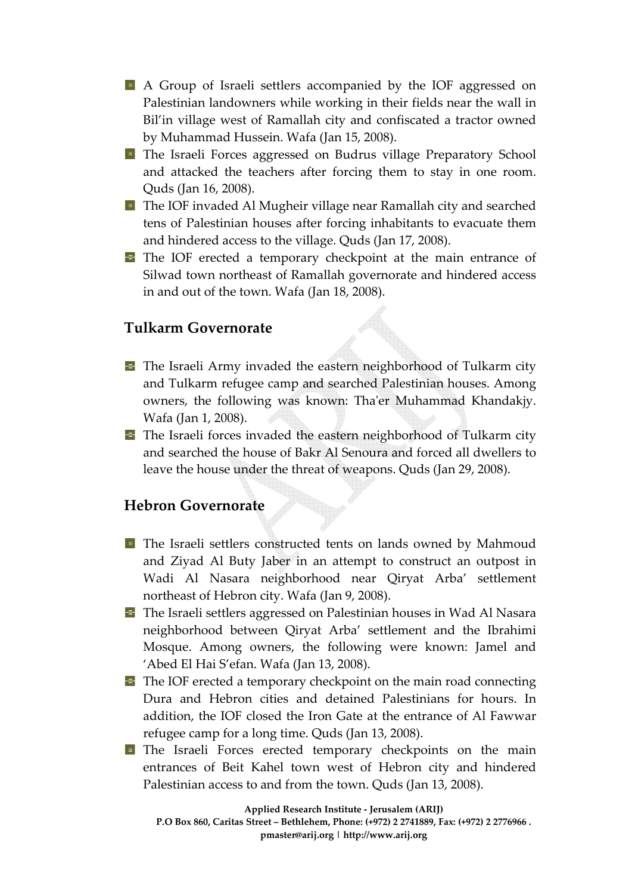- A Group of Israeli settlers accompanied by the IOF aggressed on Palestinian landowners while working in their fields near the wall in Bil'in village west of Ramallah city and confiscated a tractor owned by Muhammad Hussein. Wafa (Jan 15, 2008).
- The Israeli Forces aggressed on Budrus village Preparatory School and attacked the teachers after forcing them to stay in one room. Quds (Jan 16, 2008).
- The IOF invaded Al Mugheir village near Ramallah city and searched tens of Palestinian houses after forcing inhabitants to evacuate them and hindered access to the village. Quds (Jan 17, 2008).
- The IOF erected a temporary checkpoint at the main entrance of Silwad town northeast of Ramallah governorate and hindered access in and out of the town. Wafa (Jan 18, 2008).

## Tulkarm Governorate

- The Israeli Army invaded the eastern neighborhood of Tulkarm city and Tulkarm refugee camp and searched Palestinian houses. Among owners, the following was known: Tha'er Muhammad Khandakjy. Wafa (Jan 1, 2008).
- The Israeli forces invaded the eastern neighborhood of Tulkarm city and searched the house of Bakr Al Senoura and forced all dwellers to leave the house under the threat of weapons. Quds (Jan 29, 2008).

## Hebron Governorate

- The Israeli settlers constructed tents on lands owned by Mahmoud and Ziyad Al Buty Jaber in an attempt to construct an outpost in Wadi Al Nasara neighborhood near Qiryat Arba' settlement northeast of Hebron city. Wafa (Jan 9, 2008).
- The Israeli settlers aggressed on Palestinian houses in Wad Al Nasara neighborhood between Qiryat Arba' settlement and the Ibrahimi Mosque. Among owners, the following were known: Jamel and 'Abed El Hai S'efan. Wafa (Jan 13, 2008).
- The IOF erected a temporary checkpoint on the main road connecting Dura and Hebron cities and detained Palestinians for hours. In addition, the IOF closed the Iron Gate at the entrance of Al Fawwar refugee camp for a long time. Quds (Jan 13, 2008).
- The Israeli Forces erected temporary checkpoints on the main entrances of Beit Kahel town west of Hebron city and hindered Palestinian access to and from the town. Quds (Jan 13, 2008).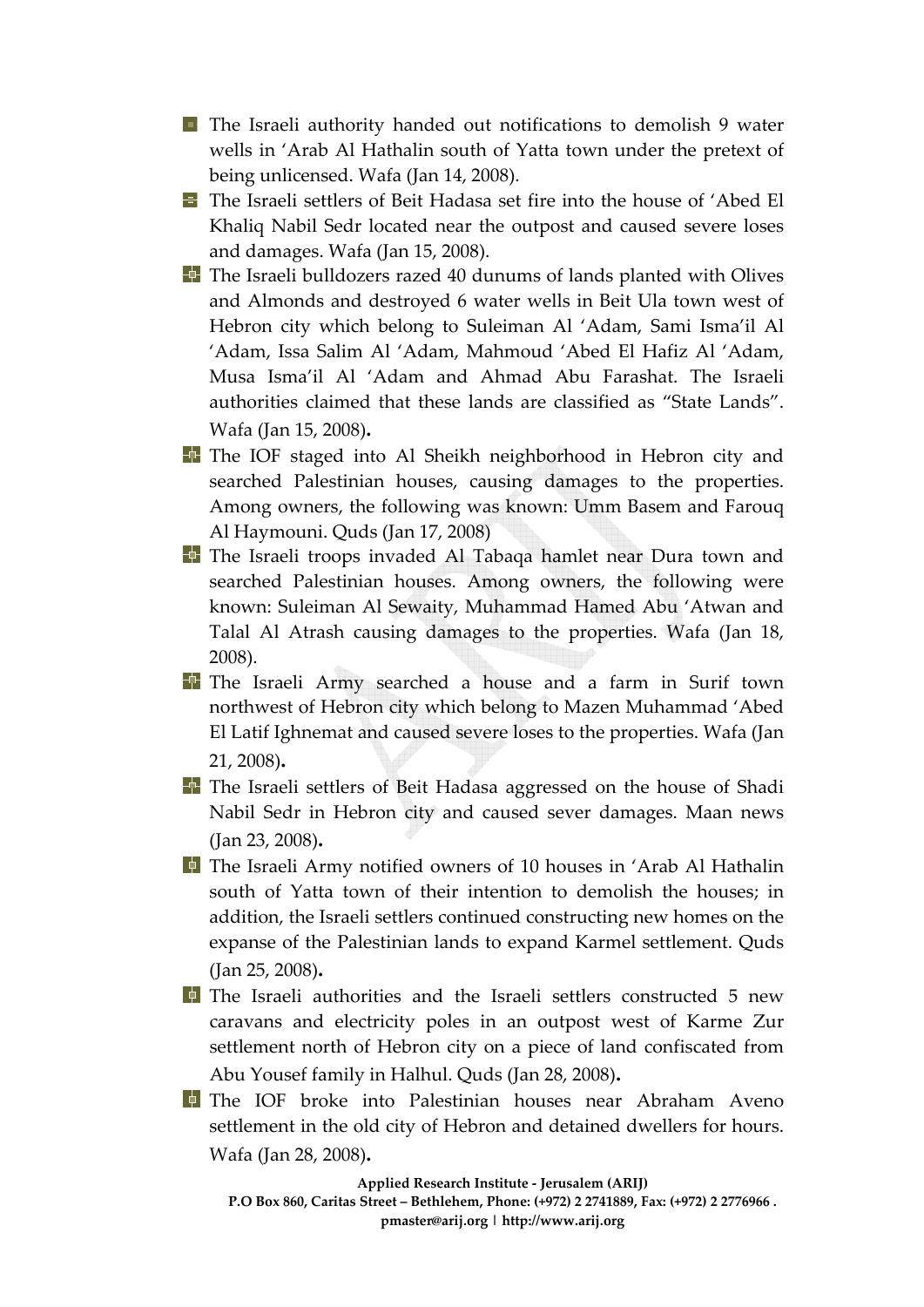- The Israeli authority handed out notifications to demolish 9 water wells in 'Arab Al Hathalin south of Yatta town under the pretext of being unlicensed. Wafa (Jan 14, 2008).
- The Israeli settlers of Beit Hadasa set fire into the house of 'Abed El Khaliq Nabil Sedr located near the outpost and caused severe loses and damages. Wafa (Jan 15, 2008).
- The Israeli bulldozers razed 40 dunums of lands planted with Olives and Almonds and destroyed 6 water wells in Beit Ula town west of Hebron city which belong to Suleiman Al 'Adam, Sami Isma'il Al 'Adam, Issa Salim Al 'Adam, Mahmoud 'Abed El Hafiz Al 'Adam, Musa Isma'il Al 'Adam and Ahmad Abu Farashat. The Israeli authorities claimed that these lands are classified as "State Lands". Wafa (Jan 15, 2008)**.**
- The IOF staged into Al Sheikh neighborhood in Hebron city and searched Palestinian houses, causing damages to the properties. Among owners, the following was known: Umm Basem and Farouq Al Haymouni. Quds (Jan 17, 2008)
- The Israeli troops invaded Al Tabaqa hamlet near Dura town and searched Palestinian houses. Among owners, the following were known: Suleiman Al Sewaity, Muhammad Hamed Abu 'Atwan and Talal Al Atrash causing damages to the properties. Wafa (Jan 18, 2008).
- The Israeli Army searched a house and a farm in Surif town northwest of Hebron city which belong to Mazen Muhammad 'Abed El Latif Ighnemat and caused severe loses to the properties. Wafa (Jan 21, 2008)**.**
- The Israeli settlers of Beit Hadasa aggressed on the house of Shadi Nabil Sedr in Hebron city and caused sever damages. Maan news (Jan 23, 2008)**.**
- The Israeli Army notified owners of 10 houses in 'Arab Al Hathalin south of Yatta town of their intention to demolish the houses; in addition, the Israeli settlers continued constructing new homes on the expanse of the Palestinian lands to expand Karmel settlement. Quds (Jan 25, 2008)**.**
- The Israeli authorities and the Israeli settlers constructed 5 new caravans and electricity poles in an outpost west of Karme Zur settlement north of Hebron city on a piece of land confiscated from Abu Yousef family in Halhul. Quds (Jan 28, 2008)**.**
- The IOF broke into Palestinian houses near Abraham Aveno settlement in the old city of Hebron and detained dwellers for hours. Wafa (Jan 28, 2008)**.**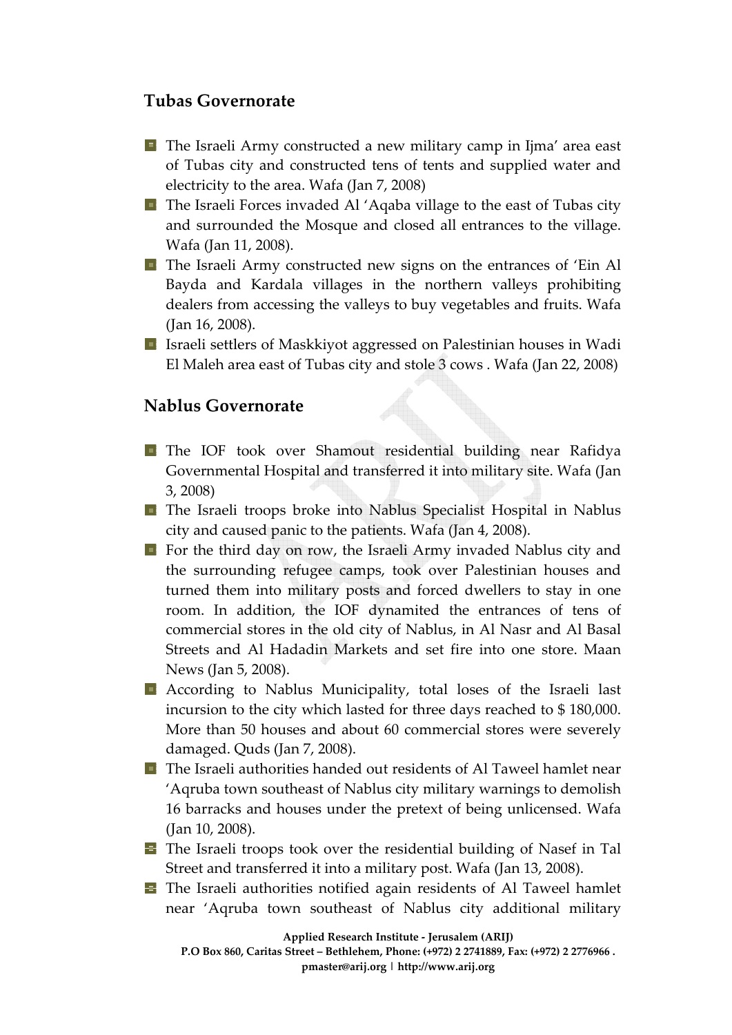## Tubas Governorate

- The Israeli Army constructed a new military camp in Ijma' area east of Tubas city and constructed tens of tents and supplied water and electricity to the area. Wafa (Jan 7, 2008)
- The Israeli Forces invaded Al 'Aqaba village to the east of Tubas city and surrounded the Mosque and closed all entrances to the village. Wafa (Jan 11, 2008).
- The Israeli Army constructed new signs on the entrances of 'Ein Al Bayda and Kardala villages in the northern valleys prohibiting dealers from accessing the valleys to buy vegetables and fruits. Wafa (Jan 16, 2008).
- Israeli settlers of Maskkiyot aggressed on Palestinian houses in Wadi El Maleh area east of Tubas city and stole 3 cows . Wafa (Jan 22, 2008)

## Nablus Governorate

- The IOF took over Shamout residential building near Rafidya Governmental Hospital and transferred it into military site. Wafa (Jan 3, 2008)
- The Israeli troops broke into Nablus Specialist Hospital in Nablus city and caused panic to the patients. Wafa (Jan 4, 2008).
- For the third day on row, the Israeli Army invaded Nablus city and the surrounding refugee camps, took over Palestinian houses and turned them into military posts and forced dwellers to stay in one room. In addition, the IOF dynamited the entrances of tens of commercial stores in the old city of Nablus, in Al Nasr and Al Basal Streets and Al Hadadin Markets and set fire into one store. Maan News (Jan 5, 2008).
- According to Nablus Municipality, total loses of the Israeli last incursion to the city which lasted for three days reached to $ 180,000. More than 50 houses and about 60 commercial stores were severely damaged. Quds (Jan 7, 2008).
- The Israeli authorities handed out residents of Al Taweel hamlet near 'Aqruba town southeast of Nablus city military warnings to demolish 16 barracks and houses under the pretext of being unlicensed. Wafa (Jan 10, 2008).
- The Israeli troops took over the residential building of Nasef in Tal Street and transferred it into a military post. Wafa (Jan 13, 2008).
- The Israeli authorities notified again residents of Al Taweel hamlet near 'Aqruba town southeast of Nablus city additional military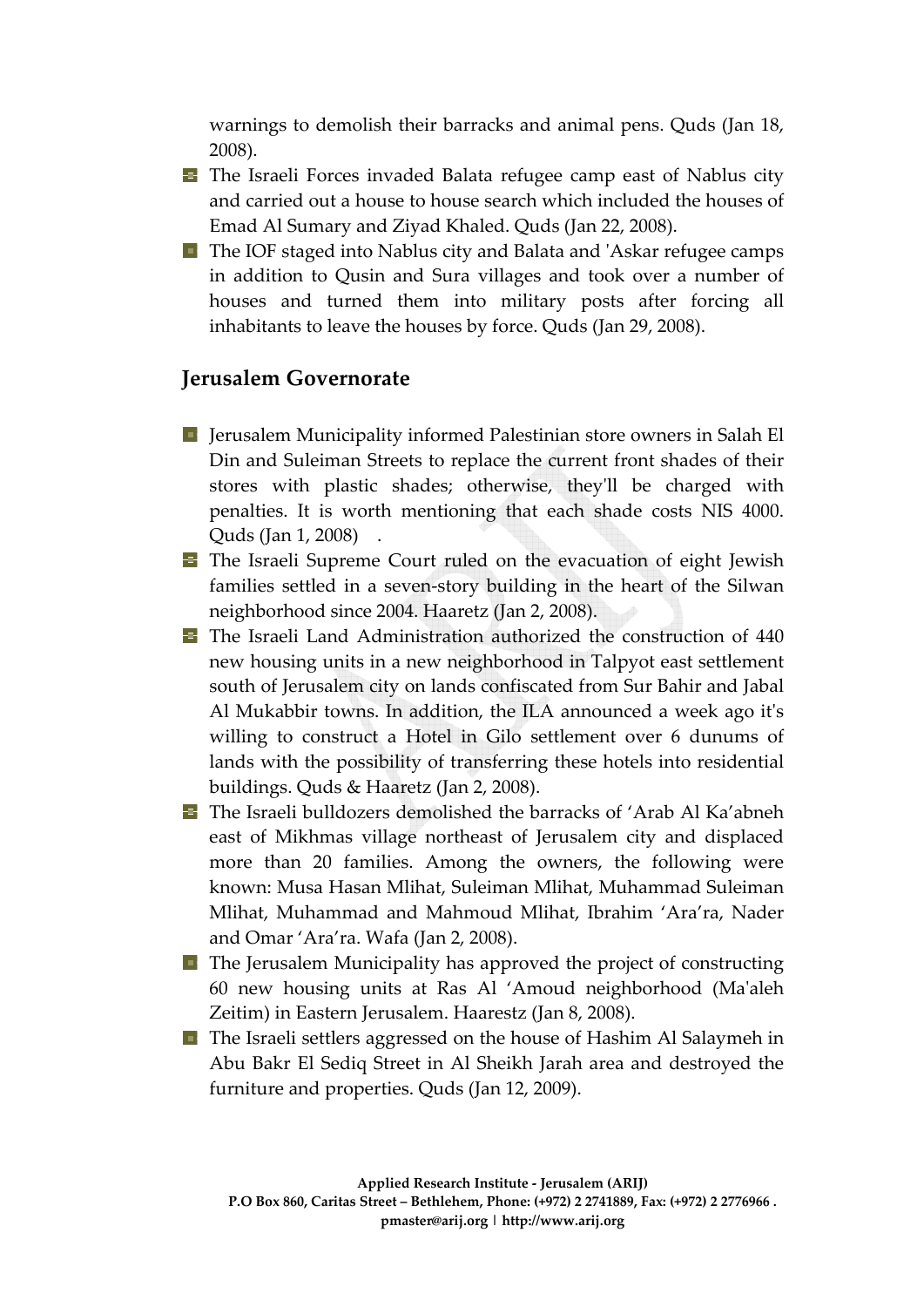warnings to demolish their barracks and animal pens. Quds (Jan 18, 2008).

- The Israeli Forces invaded Balata refugee camp east of Nablus city and carried out a house to house search which included the houses of Emad Al Sumary and Ziyad Khaled. Quds (Jan 22, 2008).
- The IOF staged into Nablus city and Balata and 'Askar refugee camps in addition to Qusin and Sura villages and took over a number of houses and turned them into military posts after forcing all inhabitants to leave the houses by force. Quds (Jan 29, 2008).

## Jerusalem Governorate

- Jerusalem Municipality informed Palestinian store owners in Salah El Din and Suleiman Streets to replace the current front shades of their stores with plastic shades; otherwise, they'll be charged with penalties. It is worth mentioning that each shade costs NIS 4000. Quds (Jan 1, 2008) .
- The Israeli Supreme Court ruled on the evacuation of eight Jewish families settled in a seven-story building in the heart of the Silwan neighborhood since 2004. Haaretz (Jan 2, 2008).
- The Israeli Land Administration authorized the construction of 440 new housing units in a new neighborhood in Talpyot east settlement south of Jerusalem city on lands confiscated from Sur Bahir and Jabal Al Mukabbir towns. In addition, the ILA announced a week ago it's willing to construct a Hotel in Gilo settlement over 6 dunums of lands with the possibility of transferring these hotels into residential buildings. Quds & Haaretz (Jan 2, 2008).
- The Israeli bulldozers demolished the barracks of 'Arab Al Ka'abneh east of Mikhmas village northeast of Jerusalem city and displaced more than 20 families. Among the owners, the following were known: Musa Hasan Mlihat, Suleiman Mlihat, Muhammad Suleiman Mlihat, Muhammad and Mahmoud Mlihat, Ibrahim 'Ara'ra, Nader and Omar 'Ara'ra. Wafa (Jan 2, 2008).
- The Jerusalem Municipality has approved the project of constructing 60 new housing units at Ras Al 'Amoud neighborhood (Ma'aleh Zeitim) in Eastern Jerusalem. Haarestz (Jan 8, 2008).
- The Israeli settlers aggressed on the house of Hashim Al Salaymeh in Abu Bakr El Sediq Street in Al Sheikh Jarah area and destroyed the furniture and properties. Quds (Jan 12, 2009).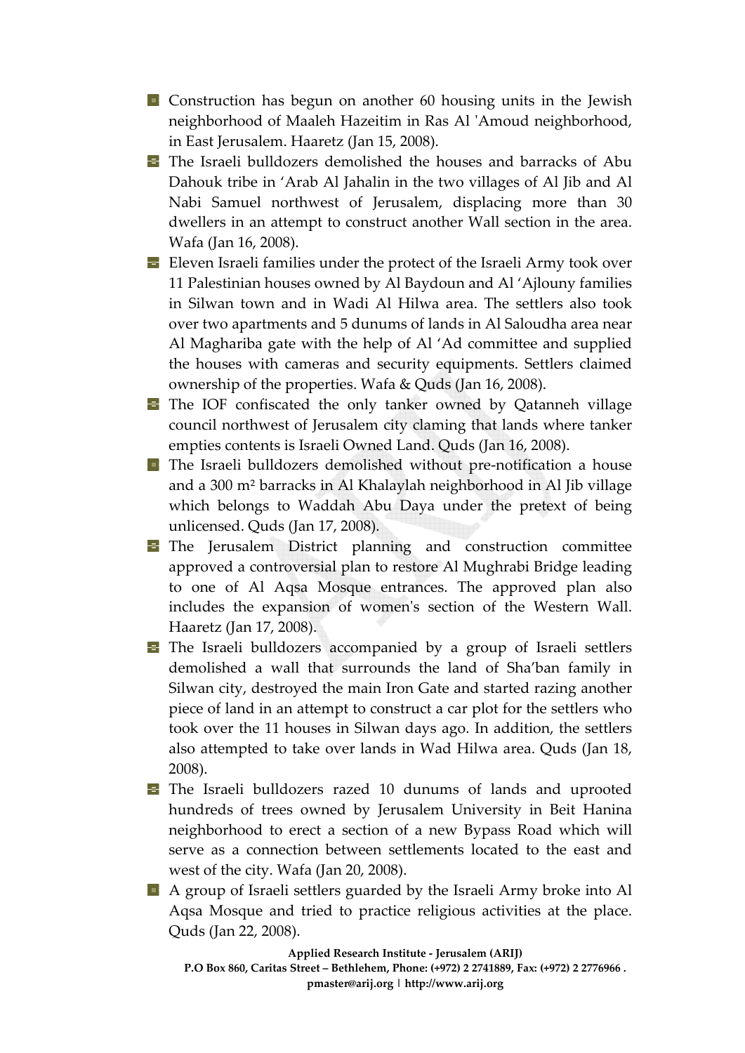- Construction has begun on another 60 housing units in the Jewish neighborhood of Maaleh Hazeitim in Ras Al 'Amoud neighborhood, in East Jerusalem. Haaretz (Jan 15, 2008).
- The Israeli bulldozers demolished the houses and barracks of Abu Dahouk tribe in 'Arab Al Jahalin in the two villages of Al Jib and Al Nabi Samuel northwest of Jerusalem, displacing more than 30 dwellers in an attempt to construct another Wall section in the area. Wafa (Jan 16, 2008).
- Eleven Israeli families under the protect of the Israeli Army took over 11 Palestinian houses owned by Al Baydoun and Al 'Ajlouny families in Silwan town and in Wadi Al Hilwa area. The settlers also took over two apartments and 5 dunums of lands in Al Saloudha area near Al Maghariba gate with the help of Al 'Ad committee and supplied the houses with cameras and security equipments. Settlers claimed ownership of the properties. Wafa & Quds (Jan 16, 2008).
- The IOF confiscated the only tanker owned by Qatanneh village council northwest of Jerusalem city claming that lands where tanker empties contents is Israeli Owned Land. Quds (Jan 16, 2008).
- The Israeli bulldozers demolished without pre-notification a house and a 300 m² barracks in Al Khalaylah neighborhood in Al Jib village which belongs to Waddah Abu Daya under the pretext of being unlicensed. Quds (Jan 17, 2008).
- The Jerusalem District planning and construction committee approved a controversial plan to restore Al Mughrabi Bridge leading to one of Al Aqsa Mosque entrances. The approved plan also includes the expansion of women's section of the Western Wall. Haaretz (Jan 17, 2008).
- The Israeli bulldozers accompanied by a group of Israeli settlers demolished a wall that surrounds the land of Sha'ban family in Silwan city, destroyed the main Iron Gate and started razing another piece of land in an attempt to construct a car plot for the settlers who took over the 11 houses in Silwan days ago. In addition, the settlers also attempted to take over lands in Wad Hilwa area. Quds (Jan 18, 2008).
- The Israeli bulldozers razed 10 dunums of lands and uprooted hundreds of trees owned by Jerusalem University in Beit Hanina neighborhood to erect a section of a new Bypass Road which will serve as a connection between settlements located to the east and west of the city. Wafa (Jan 20, 2008).
- A group of Israeli settlers guarded by the Israeli Army broke into Al Aqsa Mosque and tried to practice religious activities at the place. Quds (Jan 22, 2008).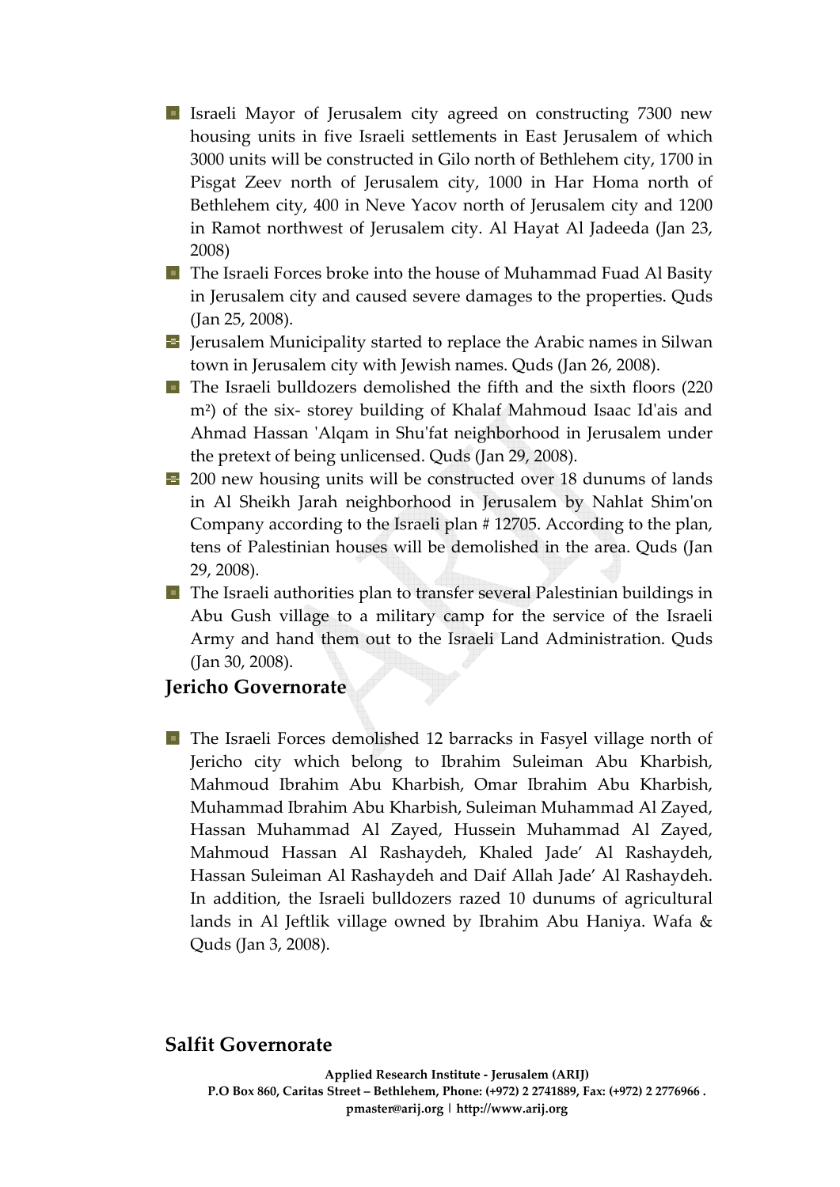- Israeli Mayor of Jerusalem city agreed on constructing 7300 new housing units in five Israeli settlements in East Jerusalem of which 3000 units will be constructed in Gilo north of Bethlehem city, 1700 in Pisgat Zeev north of Jerusalem city, 1000 in Har Homa north of Bethlehem city, 400 in Neve Yacov north of Jerusalem city and 1200 in Ramot northwest of Jerusalem city. Al Hayat Al Jadeeda (Jan 23, 2008)
- The Israeli Forces broke into the house of Muhammad Fuad Al Basity in Jerusalem city and caused severe damages to the properties. Quds (Jan 25, 2008).
- Jerusalem Municipality started to replace the Arabic names in Silwan town in Jerusalem city with Jewish names. Quds (Jan 26, 2008).
- The Israeli bulldozers demolished the fifth and the sixth floors (220 m²) of the six- storey building of Khalaf Mahmoud Isaac Id'ais and Ahmad Hassan 'Alqam in Shu'fat neighborhood in Jerusalem under the pretext of being unlicensed. Quds (Jan 29, 2008).
- 200 new housing units will be constructed over 18 dunums of lands in Al Sheikh Jarah neighborhood in Jerusalem by Nahlat Shim'on Company according to the Israeli plan # 12705. According to the plan, tens of Palestinian houses will be demolished in the area. Quds (Jan 29, 2008).
- The Israeli authorities plan to transfer several Palestinian buildings in Abu Gush village to a military camp for the service of the Israeli Army and hand them out to the Israeli Land Administration. Quds (Jan 30, 2008).

## Jericho Governorate

- The Israeli Forces demolished 12 barracks in Fasyel village north of Jericho city which belong to Ibrahim Suleiman Abu Kharbish, Mahmoud Ibrahim Abu Kharbish, Omar Ibrahim Abu Kharbish, Muhammad Ibrahim Abu Kharbish, Suleiman Muhammad Al Zayed, Hassan Muhammad Al Zayed, Hussein Muhammad Al Zayed, Mahmoud Hassan Al Rashaydeh, Khaled Jade' Al Rashaydeh, Hassan Suleiman Al Rashaydeh and Daif Allah Jade' Al Rashaydeh. In addition, the Israeli bulldozers razed 10 dunums of agricultural lands in Al Jeftlik village owned by Ibrahim Abu Haniya. Wafa & Quds (Jan 3, 2008).

## Salfit Governorate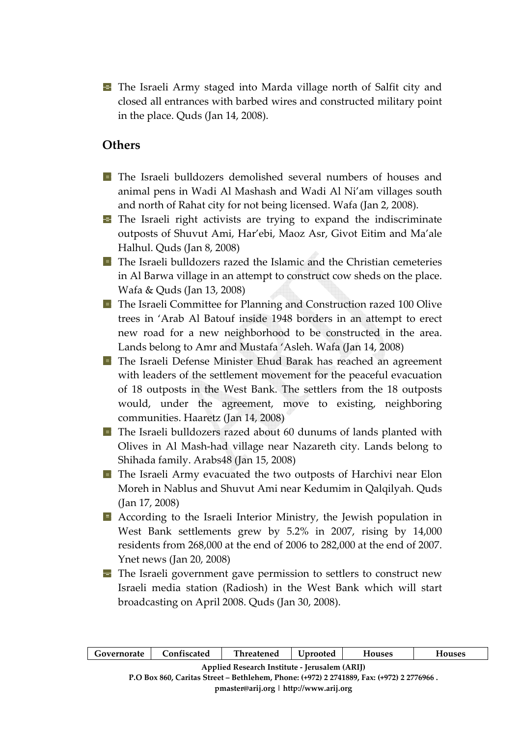- The Israeli Army staged into Marda village north of Salfit city and closed all entrances with barbed wires and constructed military point in the place. Quds (Jan 14, 2008).

## Others

- The Israeli bulldozers demolished several numbers of houses and animal pens in Wadi Al Mashash and Wadi Al Ni'am villages south and north of Rahat city for not being licensed. Wafa (Jan 2, 2008).
- The Israeli right activists are trying to expand the indiscriminate outposts of Shuvut Ami, Har'ebi, Maoz Asr, Givot Eitim and Ma'ale Halhul. Quds (Jan 8, 2008)
- The Israeli bulldozers razed the Islamic and the Christian cemeteries in Al Barwa village in an attempt to construct cow sheds on the place. Wafa & Quds (Jan 13, 2008)
- The Israeli Committee for Planning and Construction razed 100 Olive trees in 'Arab Al Batouf inside 1948 borders in an attempt to erect new road for a new neighborhood to be constructed in the area. Lands belong to Amr and Mustafa 'Asleh. Wafa (Jan 14, 2008)
- The Israeli Defense Minister Ehud Barak has reached an agreement with leaders of the settlement movement for the peaceful evacuation of 18 outposts in the West Bank. The settlers from the 18 outposts would, under the agreement, move to existing, neighboring communities. Haaretz (Jan 14, 2008)
- The Israeli bulldozers razed about 60 dunums of lands planted with Olives in Al Mash-had village near Nazareth city. Lands belong to Shihada family. Arabs48 (Jan 15, 2008)
- The Israeli Army evacuated the two outposts of Harchivi near Elon Moreh in Nablus and Shuvut Ami near Kedumim in Qalqilyah. Quds (Jan 17, 2008)
- According to the Israeli Interior Ministry, the Jewish population in West Bank settlements grew by 5.2% in 2007, rising by 14,000 residents from 268,000 at the end of 2006 to 282,000 at the end of 2007. Ynet news (Jan 20, 2008)
- The Israeli government gave permission to settlers to construct new Israeli media station (Radiosh) in the West Bank which will start broadcasting on April 2008. Quds (Jan 30, 2008).

| Governorate | Confiscated | Threatened | Uprooted | Houses | Houses |
|---|---|---|---|---|---|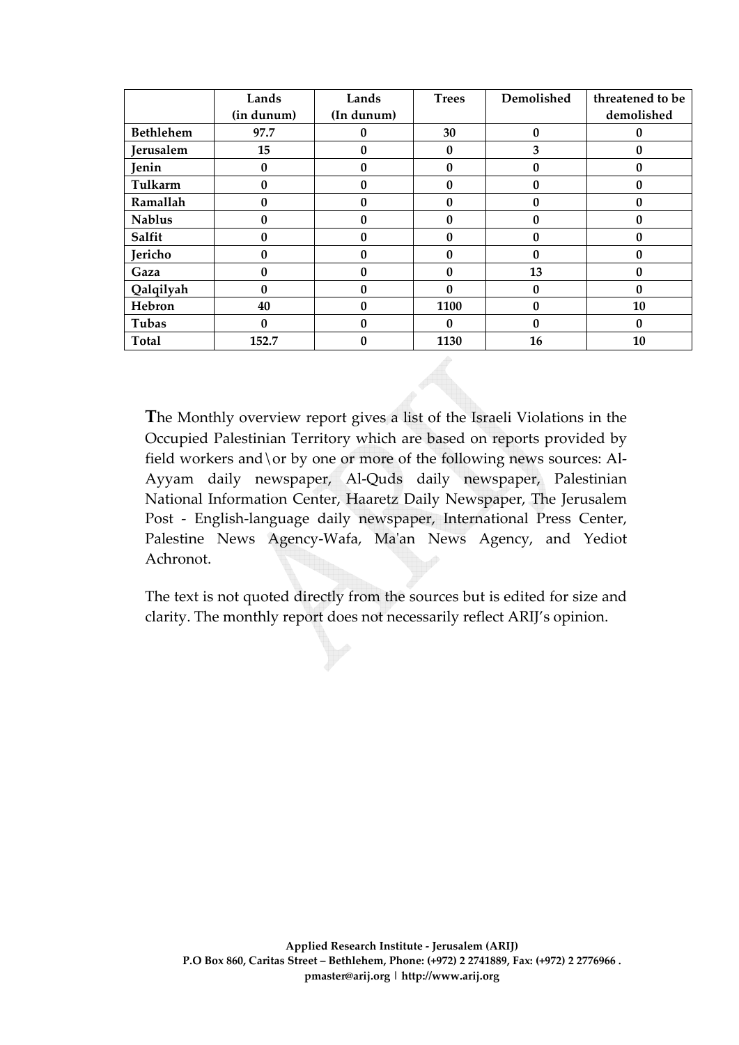| | Lands (in dunum) | Lands (In dunum) | Trees | Demolished | threatened to be demolished |
|---|---|---|---|---|---|
| **Bethlehem** | **97.7** | **0** | **30** | **0** | **0** |
| **Jerusalem** | **15** | **0** | **0** | **3** | **0** |
| **Jenin** | **0** | **0** | **0** | **0** | **0** |
| **Tulkarm** | **0** | **0** | **0** | **0** | **0** |
| **Ramallah** | **0** | **0** | **0** | **0** | **0** |
| **Nablus** | **0** | **0** | **0** | **0** | **0** |
| **Salfit** | **0** | **0** | **0** | **0** | **0** |
| **Jericho** | **0** | **0** | **0** | **0** | **0** |
| **Gaza** | **0** | **0** | **0** | **13** | **0** |
| **Qalqilyah** | **0** | **0** | **0** | **0** | **0** |
| **Hebron** | **40** | **0** | **1100** | **0** | **10** |
| **Tubas** | **0** | **0** | **0** | **0** | **0** |
| **Total** | **152.7** | **0** | **1130** | **16** | **10** |

**T**he Monthly overview report gives a list of the Israeli Violations in the Occupied Palestinian Territory which are based on reports provided by field workers and\or by one or more of the following news sources: Al-Ayyam daily newspaper, Al-Quds daily newspaper, Palestinian National Information Center, Haaretz Daily Newspaper, The Jerusalem Post - English-language daily newspaper, International Press Center, Palestine News Agency-Wafa, Ma'an News Agency, and Yediot Achronot.

The text is not quoted directly from the sources but is edited for size and clarity. The monthly report does not necessarily reflect ARIJ's opinion.

**Applied Research Institute - Jerusalem (ARIJ)**
**P.O Box 860, Caritas Street – Bethlehem, Phone: (+972) 2 2741889, Fax: (+972) 2 2776966 .**
**pmaster@arij.org | http://www.arij.org**